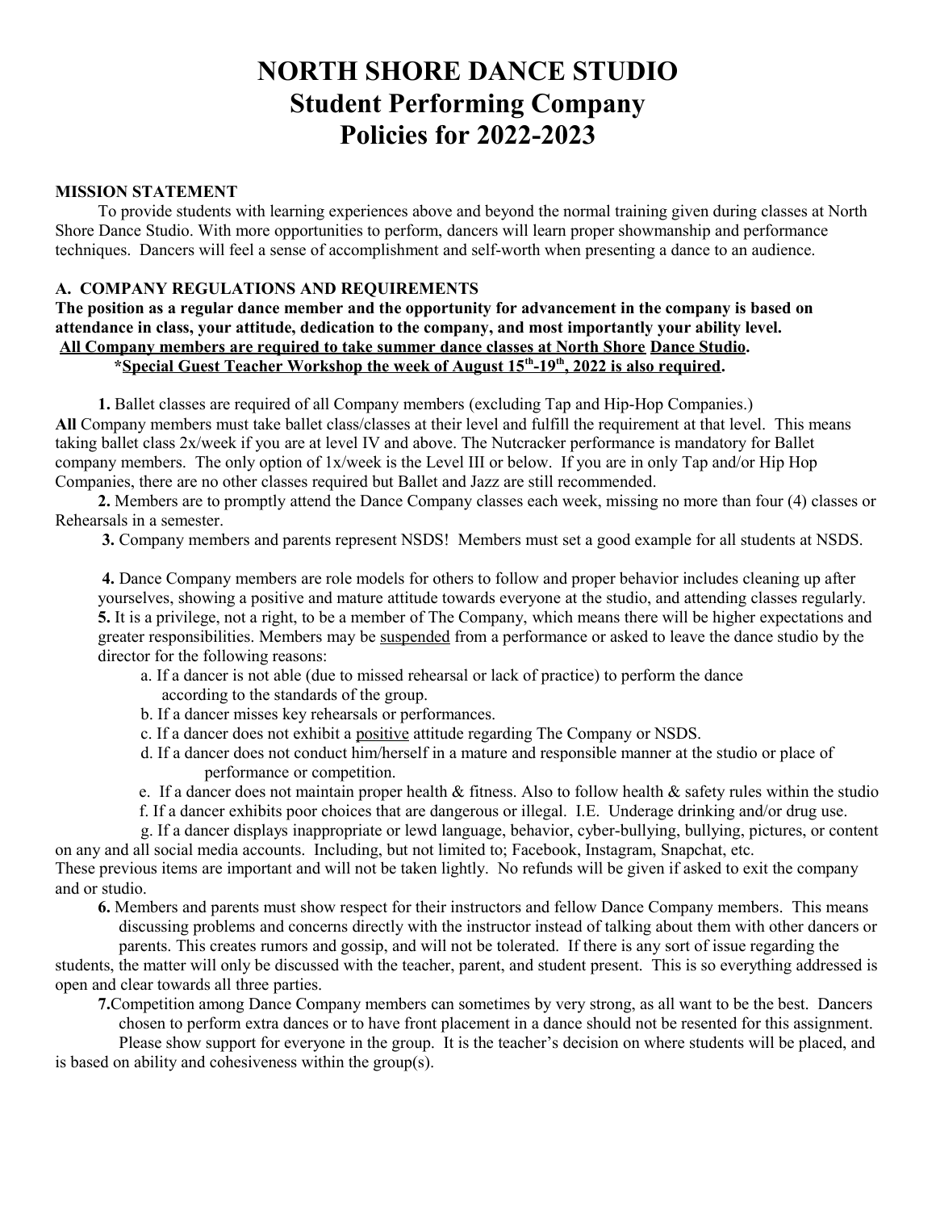# NORTH SHORE DANCE STUDIO
# Student Performing Company
# Policies for 2022-2023

**MISSION STATEMENT**

To provide students with learning experiences above and beyond the normal training given during classes at North Shore Dance Studio. With more opportunities to perform, dancers will learn proper showmanship and performance techniques. Dancers will feel a sense of accomplishment and self-worth when presenting a dance to an audience.

**A. COMPANY REGULATIONS AND REQUIREMENTS**

**The position as a regular dance member and the opportunity for advancement in the company is based on attendance in class, your attitude, dedication to the company, and most importantly your ability level.**
**<u>All Company members are required to take summer dance classes at North Shore Dance Studio</u>.**
**\*<u>Special Guest Teacher Workshop the week of August 15th-19th, 2022 is also required</u>.**

**1.** Ballet classes are required of all Company members (excluding Tap and Hip-Hop Companies.) **All** Company members must take ballet class/classes at their level and fulfill the requirement at that level. This means taking ballet class 2x/week if you are at level IV and above. The Nutcracker performance is mandatory for Ballet company members. The only option of 1x/week is the Level III or below. If you are in only Tap and/or Hip Hop Companies, there are no other classes required but Ballet and Jazz are still recommended.

**2.** Members are to promptly attend the Dance Company classes each week, missing no more than four (4) classes or Rehearsals in a semester.

**3.** Company members and parents represent NSDS! Members must set a good example for all students at NSDS.

**4.** Dance Company members are role models for others to follow and proper behavior includes cleaning up after yourselves, showing a positive and mature attitude towards everyone at the studio, and attending classes regularly.

**5.** It is a privilege, not a right, to be a member of The Company, which means there will be higher expectations and greater responsibilities. Members may be <u>suspended</u> from a performance or asked to leave the dance studio by the director for the following reasons:

- a. If a dancer is not able (due to missed rehearsal or lack of practice) to perform the dance according to the standards of the group.
- b. If a dancer misses key rehearsals or performances.
- c. If a dancer does not exhibit a <u>positive</u> attitude regarding The Company or NSDS.
- d. If a dancer does not conduct him/herself in a mature and responsible manner at the studio or place of performance or competition.
- e. If a dancer does not maintain proper health & fitness. Also to follow health & safety rules within the studio
- f. If a dancer exhibits poor choices that are dangerous or illegal. I.E. Underage drinking and/or drug use.
- g. If a dancer displays inappropriate or lewd language, behavior, cyber-bullying, bullying, pictures, or content on any and all social media accounts. Including, but not limited to; Facebook, Instagram, Snapchat, etc.

These previous items are important and will not be taken lightly. No refunds will be given if asked to exit the company and or studio.

**6.** Members and parents must show respect for their instructors and fellow Dance Company members. This means discussing problems and concerns directly with the instructor instead of talking about them with other dancers or parents. This creates rumors and gossip, and will not be tolerated. If there is any sort of issue regarding the students, the matter will only be discussed with the teacher, parent, and student present. This is so everything addressed is open and clear towards all three parties.

**7.** Competition among Dance Company members can sometimes by very strong, as all want to be the best. Dancers chosen to perform extra dances or to have front placement in a dance should not be resented for this assignment. Please show support for everyone in the group. It is the teacher's decision on where students will be placed, and is based on ability and cohesiveness within the group(s).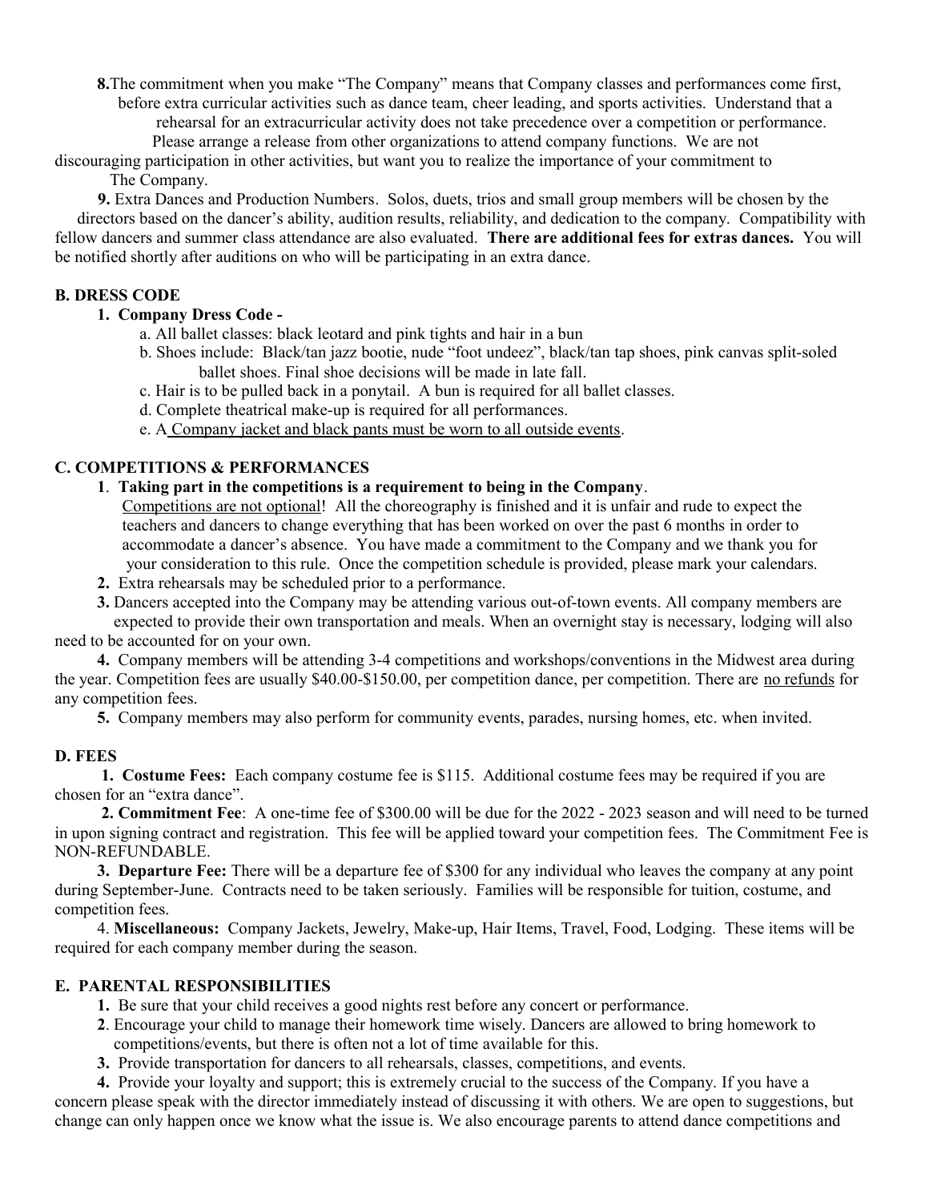**8.** The commitment when you make "The Company" means that Company classes and performances come first, before extra curricular activities such as dance team, cheer leading, and sports activities. Understand that a rehearsal for an extracurricular activity does not take precedence over a competition or performance. Please arrange a release from other organizations to attend company functions. We are not discouraging participation in other activities, but want you to realize the importance of your commitment to The Company.

**9.** Extra Dances and Production Numbers. Solos, duets, trios and small group members will be chosen by the directors based on the dancer's ability, audition results, reliability, and dedication to the company. Compatibility with fellow dancers and summer class attendance are also evaluated. **There are additional fees for extras dances.** You will be notified shortly after auditions on who will be participating in an extra dance.

**B. DRESS CODE**

1. **Company Dress Code -**
   - a. All ballet classes: black leotard and pink tights and hair in a bun
   - b. Shoes include: Black/tan jazz bootie, nude "foot undeez", black/tan tap shoes, pink canvas split-soled ballet shoes. Final shoe decisions will be made in late fall.
   - c. Hair is to be pulled back in a ponytail. A bun is required for all ballet classes.
   - d. Complete theatrical make-up is required for all performances.
   - e. A Company jacket and black pants must be worn to all outside events.

**C. COMPETITIONS & PERFORMANCES**

1. **Taking part in the competitions is a requirement to being in the Company**. Competitions are not optional! All the choreography is finished and it is unfair and rude to expect the teachers and dancers to change everything that has been worked on over the past 6 months in order to accommodate a dancer's absence. You have made a commitment to the Company and we thank you for your consideration to this rule. Once the competition schedule is provided, please mark your calendars.
2. Extra rehearsals may be scheduled prior to a performance.
3. Dancers accepted into the Company may be attending various out-of-town events. All company members are expected to provide their own transportation and meals. When an overnight stay is necessary, lodging will also need to be accounted for on your own.
4. Company members will be attending 3-4 competitions and workshops/conventions in the Midwest area during the year. Competition fees are usually $40.00-$150.00, per competition dance, per competition. There are no refunds for any competition fees.
5. Company members may also perform for community events, parades, nursing homes, etc. when invited.

**D. FEES**

1. **Costume Fees:** Each company costume fee is $115. Additional costume fees may be required if you are chosen for an "extra dance".
2. **Commitment Fee**: A one-time fee of $300.00 will be due for the 2022 - 2023 season and will need to be turned in upon signing contract and registration. This fee will be applied toward your competition fees. The Commitment Fee is NON-REFUNDABLE.
3. **Departure Fee:** There will be a departure fee of $300 for any individual who leaves the company at any point during September-June. Contracts need to be taken seriously. Families will be responsible for tuition, costume, and competition fees.
4. **Miscellaneous:** Company Jackets, Jewelry, Make-up, Hair Items, Travel, Food, Lodging. These items will be required for each company member during the season.

**E. PARENTAL RESPONSIBILITIES**

1. Be sure that your child receives a good nights rest before any concert or performance.
2. Encourage your child to manage their homework time wisely. Dancers are allowed to bring homework to competitions/events, but there is often not a lot of time available for this.
3. Provide transportation for dancers to all rehearsals, classes, competitions, and events.
4. Provide your loyalty and support; this is extremely crucial to the success of the Company. If you have a concern please speak with the director immediately instead of discussing it with others. We are open to suggestions, but change can only happen once we know what the issue is. We also encourage parents to attend dance competitions and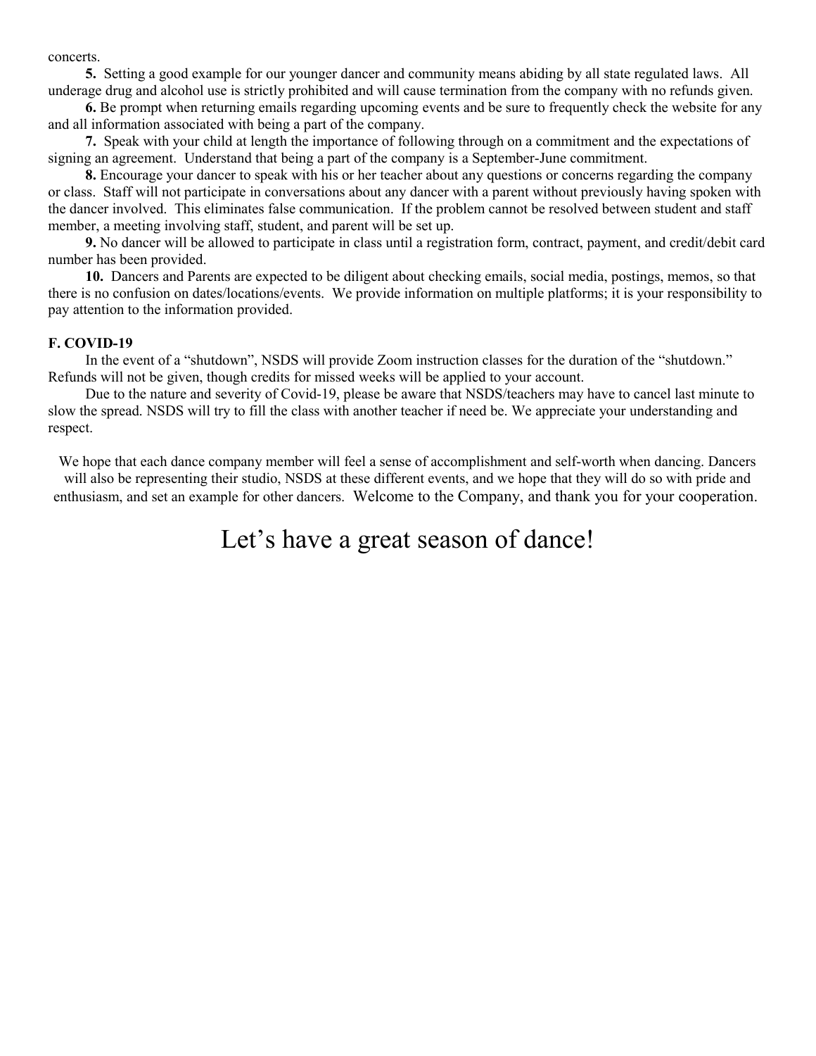concerts.

**5.** Setting a good example for our younger dancer and community means abiding by all state regulated laws. All underage drug and alcohol use is strictly prohibited and will cause termination from the company with no refunds given.

**6.** Be prompt when returning emails regarding upcoming events and be sure to frequently check the website for any and all information associated with being a part of the company.

**7.** Speak with your child at length the importance of following through on a commitment and the expectations of signing an agreement. Understand that being a part of the company is a September-June commitment.

**8.** Encourage your dancer to speak with his or her teacher about any questions or concerns regarding the company or class. Staff will not participate in conversations about any dancer with a parent without previously having spoken with the dancer involved. This eliminates false communication. If the problem cannot be resolved between student and staff member, a meeting involving staff, student, and parent will be set up.

**9.** No dancer will be allowed to participate in class until a registration form, contract, payment, and credit/debit card number has been provided.

**10.** Dancers and Parents are expected to be diligent about checking emails, social media, postings, memos, so that there is no confusion on dates/locations/events. We provide information on multiple platforms; it is your responsibility to pay attention to the information provided.

**F. COVID-19**

In the event of a "shutdown", NSDS will provide Zoom instruction classes for the duration of the "shutdown." Refunds will not be given, though credits for missed weeks will be applied to your account.

Due to the nature and severity of Covid-19, please be aware that NSDS/teachers may have to cancel last minute to slow the spread. NSDS will try to fill the class with another teacher if need be. We appreciate your understanding and respect.

We hope that each dance company member will feel a sense of accomplishment and self-worth when dancing. Dancers will also be representing their studio, NSDS at these different events, and we hope that they will do so with pride and enthusiasm, and set an example for other dancers. Welcome to the Company, and thank you for your cooperation.

# Let's have a great season of dance!